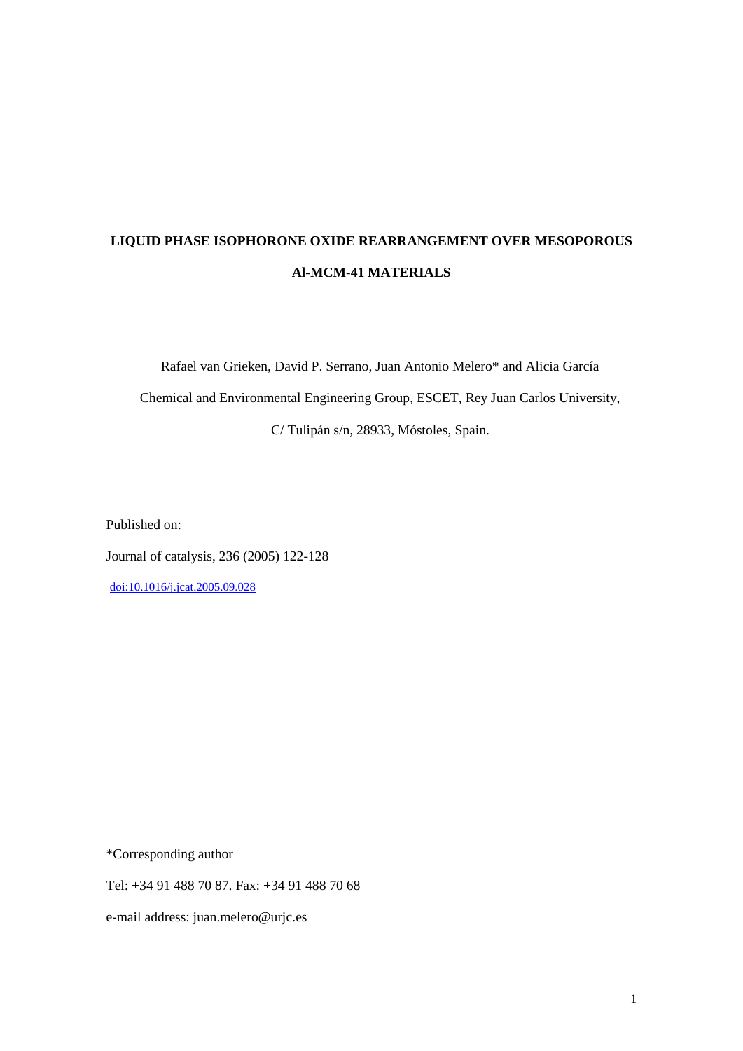# LIQUID PHASE ISOPHORONE OXIDE REARRANGEMENT OVER MESOPOROUS Al-MCM-41 MATERIALS

Rafael van Grieken, David P. Serrano, Juan Antonio Melero* and Alicia García

Chemical and Environmental Engineering Group, ESCET, Rey Juan Carlos University,

C/ Tulipán s/n, 28933, Móstoles, Spain.

Published on:

Journal of catalysis, 236 (2005) 122-128

doi:10.1016/j.jcat.2005.09.028

*Corresponding author

Tel: +34 91 488 70 87. Fax: +34 91 488 70 68

e-mail address: juan.melero@urjc.es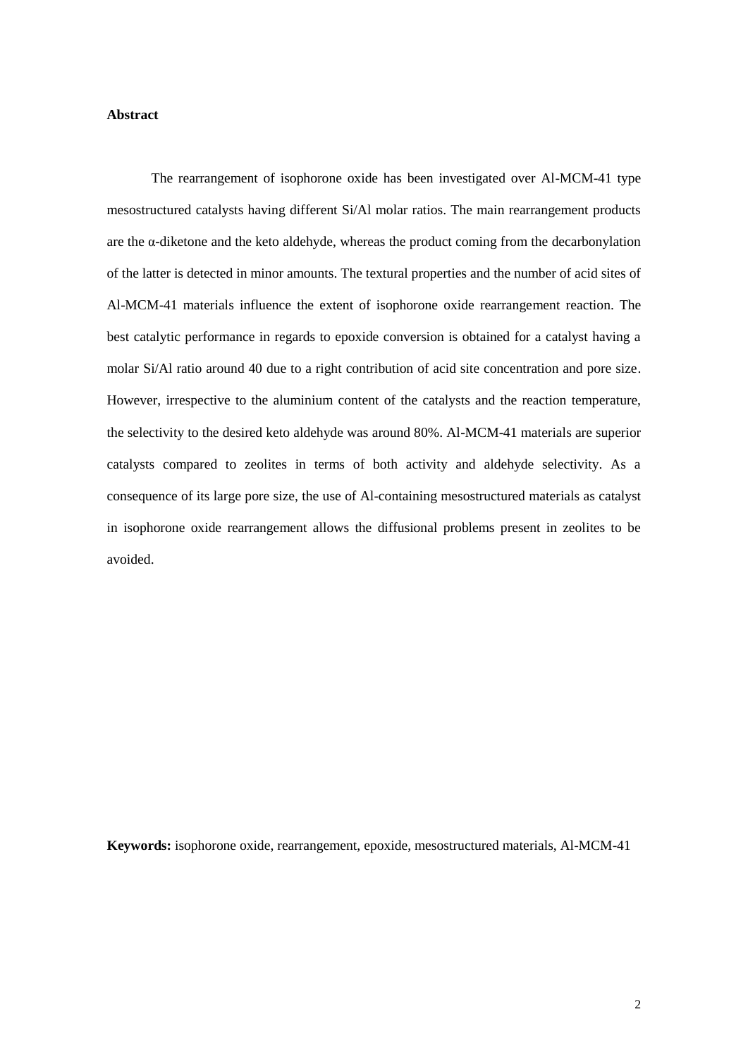**Abstract**

The rearrangement of isophorone oxide has been investigated over Al-MCM-41 type mesostructured catalysts having different Si/Al molar ratios. The main rearrangement products are the α-diketone and the keto aldehyde, whereas the product coming from the decarbonylation of the latter is detected in minor amounts. The textural properties and the number of acid sites of Al-MCM-41 materials influence the extent of isophorone oxide rearrangement reaction. The best catalytic performance in regards to epoxide conversion is obtained for a catalyst having a molar Si/Al ratio around 40 due to a right contribution of acid site concentration and pore size. However, irrespective to the aluminium content of the catalysts and the reaction temperature, the selectivity to the desired keto aldehyde was around 80%. Al-MCM-41 materials are superior catalysts compared to zeolites in terms of both activity and aldehyde selectivity. As a consequence of its large pore size, the use of Al-containing mesostructured materials as catalyst in isophorone oxide rearrangement allows the diffusional problems present in zeolites to be avoided.

**Keywords:** isophorone oxide, rearrangement, epoxide, mesostructured materials, Al-MCM-41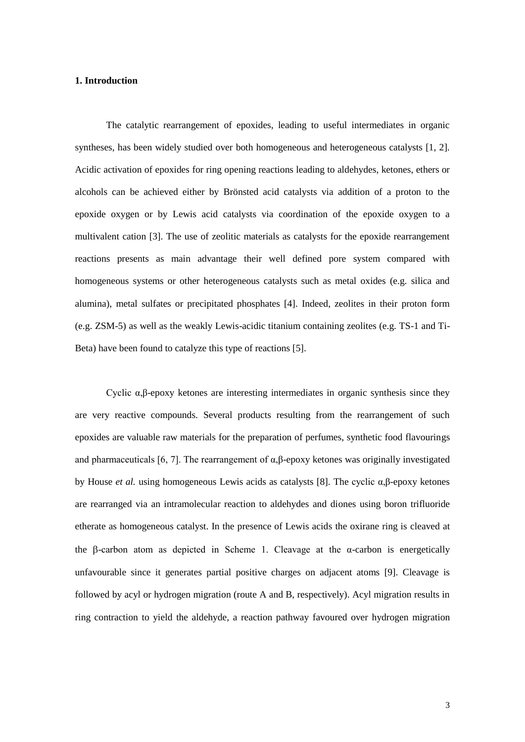## 1. Introduction

The catalytic rearrangement of epoxides, leading to useful intermediates in organic syntheses, has been widely studied over both homogeneous and heterogeneous catalysts [1, 2]. Acidic activation of epoxides for ring opening reactions leading to aldehydes, ketones, ethers or alcohols can be achieved either by Brönsted acid catalysts via addition of a proton to the epoxide oxygen or by Lewis acid catalysts via coordination of the epoxide oxygen to a multivalent cation [3]. The use of zeolitic materials as catalysts for the epoxide rearrangement reactions presents as main advantage their well defined pore system compared with homogeneous systems or other heterogeneous catalysts such as metal oxides (e.g. silica and alumina), metal sulfates or precipitated phosphates [4]. Indeed, zeolites in their proton form (e.g. ZSM-5) as well as the weakly Lewis-acidic titanium containing zeolites (e.g. TS-1 and Ti-Beta) have been found to catalyze this type of reactions [5].

Cyclic α,β-epoxy ketones are interesting intermediates in organic synthesis since they are very reactive compounds. Several products resulting from the rearrangement of such epoxides are valuable raw materials for the preparation of perfumes, synthetic food flavourings and pharmaceuticals [6, 7]. The rearrangement of α,β-epoxy ketones was originally investigated by House *et al.* using homogeneous Lewis acids as catalysts [8]. The cyclic α,β-epoxy ketones are rearranged via an intramolecular reaction to aldehydes and diones using boron trifluoride etherate as homogeneous catalyst. In the presence of Lewis acids the oxirane ring is cleaved at the β-carbon atom as depicted in Scheme 1. Cleavage at the α-carbon is energetically unfavourable since it generates partial positive charges on adjacent atoms [9]. Cleavage is followed by acyl or hydrogen migration (route A and B, respectively). Acyl migration results in ring contraction to yield the aldehyde, a reaction pathway favoured over hydrogen migration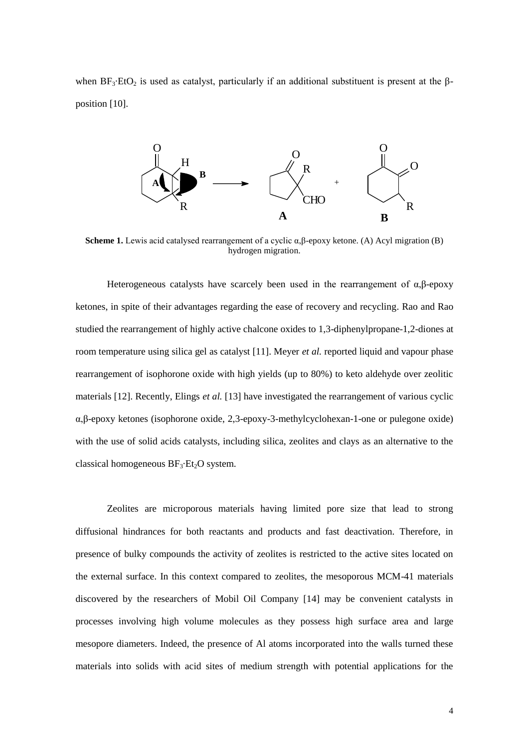when $BF_3{\cdot}EtO_2$ is used as catalyst, particularly if an additional substituent is present at the β-position [10].

**Scheme 1.** Lewis acid catalysed rearrangement of a cyclic α,β-epoxy ketone. (A) Acyl migration (B) hydrogen migration.

Heterogeneous catalysts have scarcely been used in the rearrangement of α,β-epoxy ketones, in spite of their advantages regarding the ease of recovery and recycling. Rao and Rao studied the rearrangement of highly active chalcone oxides to 1,3-diphenylpropane-1,2-diones at room temperature using silica gel as catalyst [11]. Meyer *et al.* reported liquid and vapour phase rearrangement of isophorone oxide with high yields (up to 80%) to keto aldehyde over zeolitic materials [12]. Recently, Elings *et al.* [13] have investigated the rearrangement of various cyclic α,β-epoxy ketones (isophorone oxide, 2,3-epoxy-3-methylcyclohexan-1-one or pulegone oxide) with the use of solid acids catalysts, including silica, zeolites and clays as an alternative to the classical homogeneous $BF_3{\cdot}Et_2O$ system.

Zeolites are microporous materials having limited pore size that lead to strong diffusional hindrances for both reactants and products and fast deactivation. Therefore, in presence of bulky compounds the activity of zeolites is restricted to the active sites located on the external surface. In this context compared to zeolites, the mesoporous MCM-41 materials discovered by the researchers of Mobil Oil Company [14] may be convenient catalysts in processes involving high volume molecules as they possess high surface area and large mesopore diameters. Indeed, the presence of Al atoms incorporated into the walls turned these materials into solids with acid sites of medium strength with potential applications for the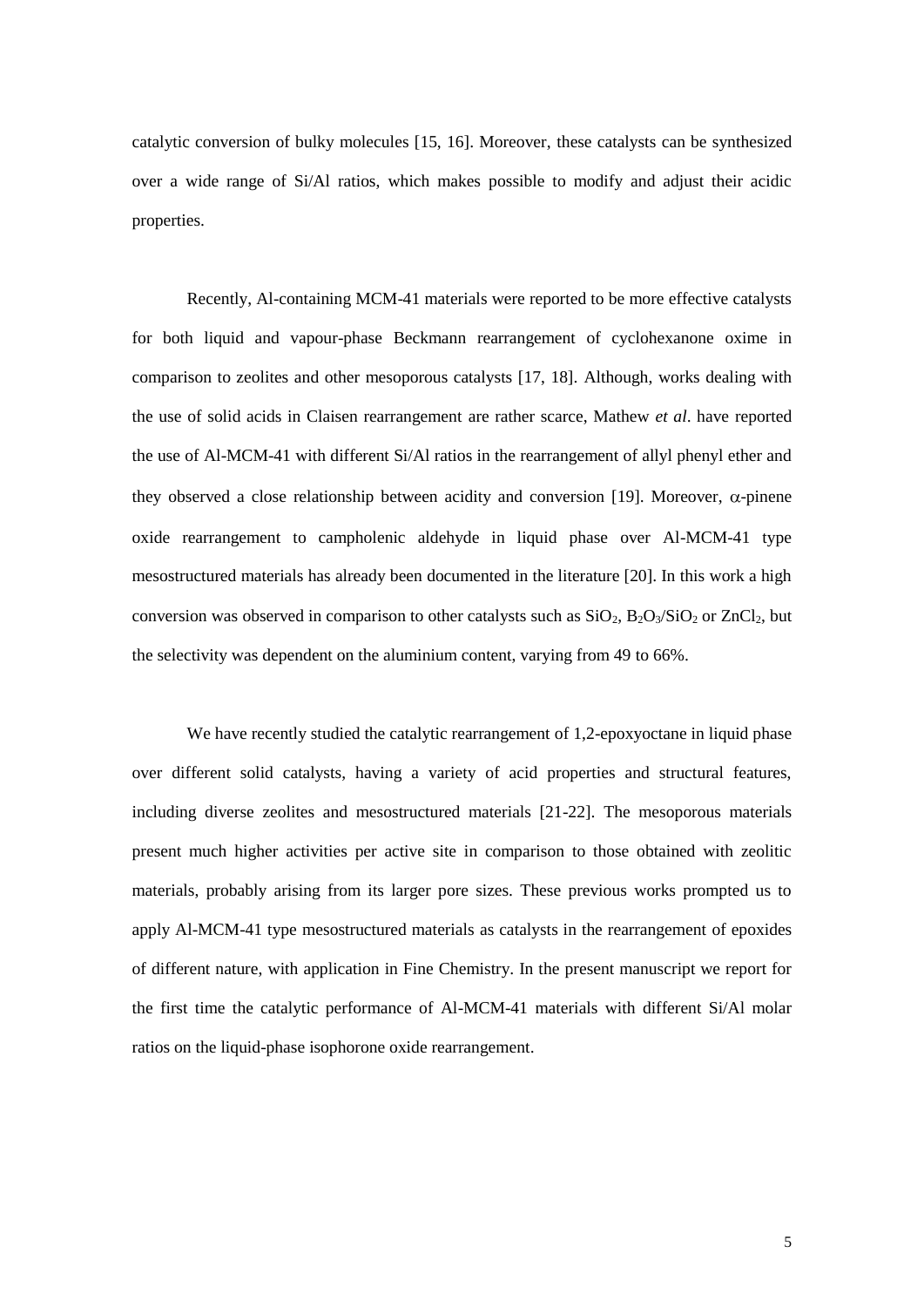catalytic conversion of bulky molecules [15, 16]. Moreover, these catalysts can be synthesized over a wide range of Si/Al ratios, which makes possible to modify and adjust their acidic properties.

Recently, Al-containing MCM-41 materials were reported to be more effective catalysts for both liquid and vapour-phase Beckmann rearrangement of cyclohexanone oxime in comparison to zeolites and other mesoporous catalysts [17, 18]. Although, works dealing with the use of solid acids in Claisen rearrangement are rather scarce, Mathew *et al*. have reported the use of Al-MCM-41 with different Si/Al ratios in the rearrangement of allyl phenyl ether and they observed a close relationship between acidity and conversion [19]. Moreover, $\alpha$-pinene oxide rearrangement to campholenic aldehyde in liquid phase over Al-MCM-41 type mesostructured materials has already been documented in the literature [20]. In this work a high conversion was observed in comparison to other catalysts such as $SiO_2$, $B_2O_3/SiO_2$ or $ZnCl_2$, but the selectivity was dependent on the aluminium content, varying from 49 to 66%.

We have recently studied the catalytic rearrangement of 1,2-epoxyoctane in liquid phase over different solid catalysts, having a variety of acid properties and structural features, including diverse zeolites and mesostructured materials [21-22]. The mesoporous materials present much higher activities per active site in comparison to those obtained with zeolitic materials, probably arising from its larger pore sizes. These previous works prompted us to apply Al-MCM-41 type mesostructured materials as catalysts in the rearrangement of epoxides of different nature, with application in Fine Chemistry. In the present manuscript we report for the first time the catalytic performance of Al-MCM-41 materials with different Si/Al molar ratios on the liquid-phase isophorone oxide rearrangement.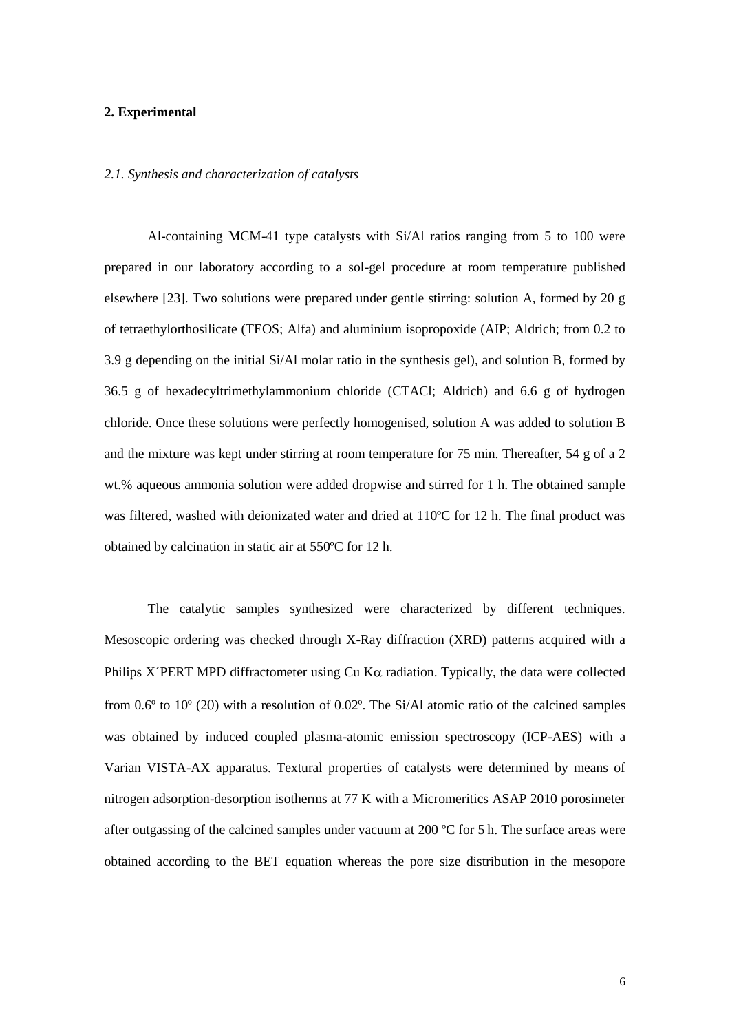## 2. Experimental

### *2.1. Synthesis and characterization of catalysts*

Al-containing MCM-41 type catalysts with Si/Al ratios ranging from 5 to 100 were prepared in our laboratory according to a sol-gel procedure at room temperature published elsewhere [23]. Two solutions were prepared under gentle stirring: solution A, formed by 20 g of tetraethylorthosilicate (TEOS; Alfa) and aluminium isopropoxide (AIP; Aldrich; from 0.2 to 3.9 g depending on the initial Si/Al molar ratio in the synthesis gel), and solution B, formed by 36.5 g of hexadecyltrimethylammonium chloride (CTACl; Aldrich) and 6.6 g of hydrogen chloride. Once these solutions were perfectly homogenised, solution A was added to solution B and the mixture was kept under stirring at room temperature for 75 min. Thereafter, 54 g of a 2 wt.% aqueous ammonia solution were added dropwise and stirred for 1 h. The obtained sample was filtered, washed with deionizated water and dried at 110ºC for 12 h. The final product was obtained by calcination in static air at 550ºC for 12 h.

The catalytic samples synthesized were characterized by different techniques. Mesoscopic ordering was checked through X-Ray diffraction (XRD) patterns acquired with a Philips X´PERT MPD diffractometer using Cu K$\alpha$ radiation. Typically, the data were collected from 0.6º to 10º (2$\theta$) with a resolution of 0.02º. The Si/Al atomic ratio of the calcined samples was obtained by induced coupled plasma-atomic emission spectroscopy (ICP-AES) with a Varian VISTA-AX apparatus. Textural properties of catalysts were determined by means of nitrogen adsorption-desorption isotherms at 77 K with a Micromeritics ASAP 2010 porosimeter after outgassing of the calcined samples under vacuum at 200 ºC for 5 h. The surface areas were obtained according to the BET equation whereas the pore size distribution in the mesopore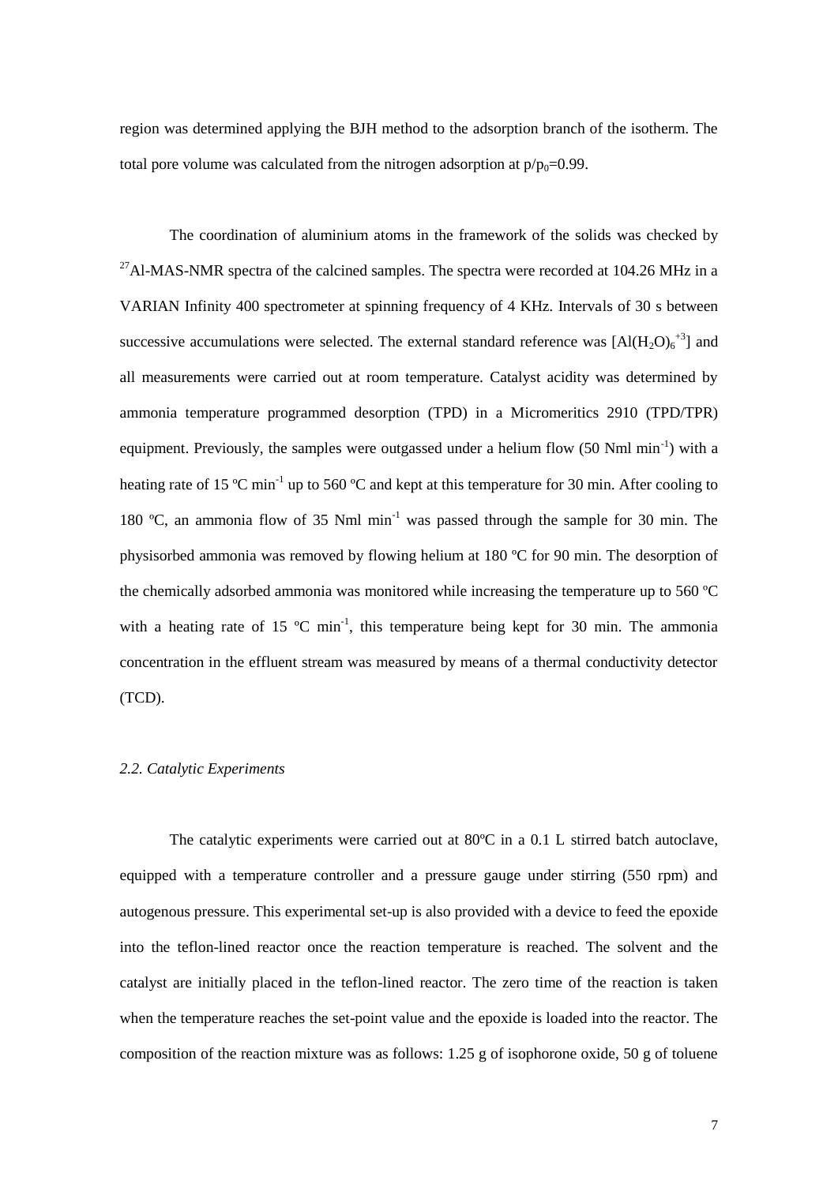region was determined applying the BJH method to the adsorption branch of the isotherm. The total pore volume was calculated from the nitrogen adsorption at $p/p_0$=0.99.

The coordination of aluminium atoms in the framework of the solids was checked by $^{27}$Al-MAS-NMR spectra of the calcined samples. The spectra were recorded at 104.26 MHz in a VARIAN Infinity 400 spectrometer at spinning frequency of 4 KHz. Intervals of 30 s between successive accumulations were selected. The external standard reference was $[Al(H_2O)_6^{+3}]$ and all measurements were carried out at room temperature. Catalyst acidity was determined by ammonia temperature programmed desorption (TPD) in a Micromeritics 2910 (TPD/TPR) equipment. Previously, the samples were outgassed under a helium flow (50 Nml min$^{-1}$) with a heating rate of 15 ºC min$^{-1}$ up to 560 ºC and kept at this temperature for 30 min. After cooling to 180 ºC, an ammonia flow of 35 Nml min$^{-1}$ was passed through the sample for 30 min. The physisorbed ammonia was removed by flowing helium at 180 ºC for 90 min. The desorption of the chemically adsorbed ammonia was monitored while increasing the temperature up to 560 ºC with a heating rate of 15 ºC min$^{-1}$, this temperature being kept for 30 min. The ammonia concentration in the effluent stream was measured by means of a thermal conductivity detector (TCD).

### *2.2. Catalytic Experiments*

The catalytic experiments were carried out at 80ºC in a 0.1 L stirred batch autoclave, equipped with a temperature controller and a pressure gauge under stirring (550 rpm) and autogenous pressure. This experimental set-up is also provided with a device to feed the epoxide into the teflon-lined reactor once the reaction temperature is reached. The solvent and the catalyst are initially placed in the teflon-lined reactor. The zero time of the reaction is taken when the temperature reaches the set-point value and the epoxide is loaded into the reactor. The composition of the reaction mixture was as follows: 1.25 g of isophorone oxide, 50 g of toluene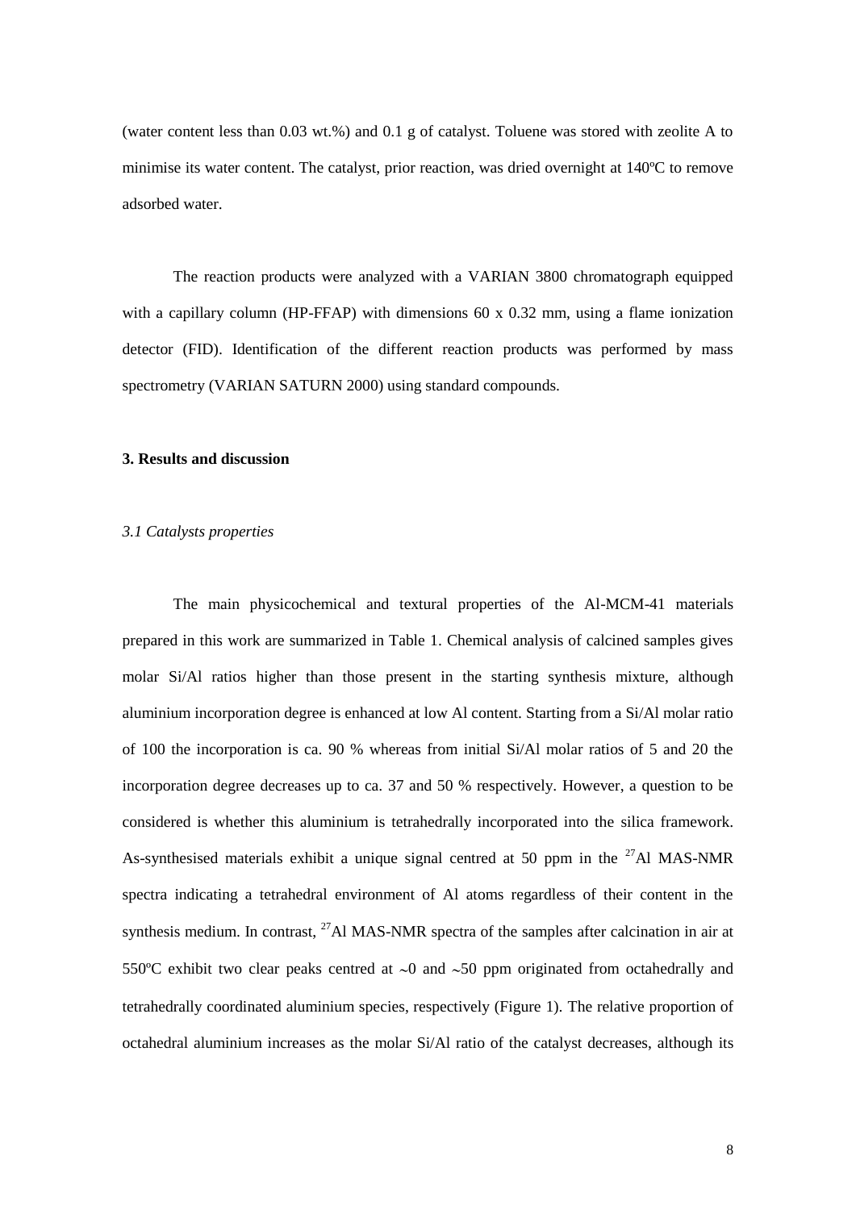(water content less than 0.03 wt.%) and 0.1 g of catalyst. Toluene was stored with zeolite A to minimise its water content. The catalyst, prior reaction, was dried overnight at 140ºC to remove adsorbed water.

The reaction products were analyzed with a VARIAN 3800 chromatograph equipped with a capillary column (HP-FFAP) with dimensions 60 x 0.32 mm, using a flame ionization detector (FID). Identification of the different reaction products was performed by mass spectrometry (VARIAN SATURN 2000) using standard compounds.

## 3. Results and discussion

### *3.1 Catalysts properties*

The main physicochemical and textural properties of the Al-MCM-41 materials prepared in this work are summarized in Table 1. Chemical analysis of calcined samples gives molar Si/Al ratios higher than those present in the starting synthesis mixture, although aluminium incorporation degree is enhanced at low Al content. Starting from a Si/Al molar ratio of 100 the incorporation is ca. 90 % whereas from initial Si/Al molar ratios of 5 and 20 the incorporation degree decreases up to ca. 37 and 50 % respectively. However, a question to be considered is whether this aluminium is tetrahedrally incorporated into the silica framework. As-synthesised materials exhibit a unique signal centred at 50 ppm in the $^{27}$Al MAS-NMR spectra indicating a tetrahedral environment of Al atoms regardless of their content in the synthesis medium. In contrast, $^{27}$Al MAS-NMR spectra of the samples after calcination in air at 550ºC exhibit two clear peaks centred at $\sim$0 and $\sim$50 ppm originated from octahedrally and tetrahedrally coordinated aluminium species, respectively (Figure 1). The relative proportion of octahedral aluminium increases as the molar Si/Al ratio of the catalyst decreases, although its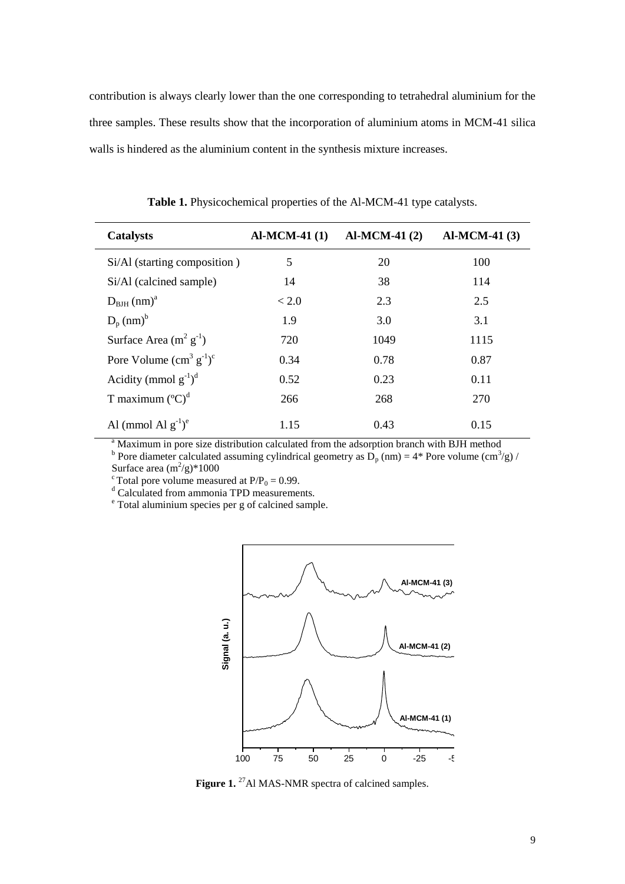contribution is always clearly lower than the one corresponding to tetrahedral aluminium for the three samples. These results show that the incorporation of aluminium atoms in MCM-41 silica walls is hindered as the aluminium content in the synthesis mixture increases.

**Table 1.** Physicochemical properties of the Al-MCM-41 type catalysts.

| Catalysts | Al-MCM-41 (1) | Al-MCM-41 (2) | Al-MCM-41 (3) |
|---|---|---|---|
| Si/Al (starting composition ) | 5 | 20 | 100 |
| Si/Al (calcined sample) | 14 | 38 | 114 |
| $D_{BJH}$ (nm)[a] | < 2.0 | 2.3 | 2.5 |
| $D_p$ (nm)[b] | 1.9 | 3.0 | 3.1 |
| Surface Area ($m^2$ $g^{-1}$) | 720 | 1049 | 1115 |
| Pore Volume ($cm^3$ $g^{-1}$)[c] | 0.34 | 0.78 | 0.87 |
| Acidity (mmol $g^{-1}$)[d] | 0.52 | 0.23 | 0.11 |
| T maximum (ºC)[d] | 266 | 268 | 270 |
| Al (mmol Al $g^{-1}$)[e] | 1.15 | 0.43 | 0.15 |

[a] Maximum in pore size distribution calculated from the adsorption branch with BJH method
[b] Pore diameter calculated assuming cylindrical geometry as $D_p$ (nm) = 4* Pore volume ($cm^3$/g) / Surface area ($m^2$/g)*1000
[c] Total pore volume measured at $P/P_0 = 0.99$.
[d] Calculated from ammonia TPD measurements.
[e] Total aluminium species per g of calcined sample.

**Figure 1.** $^{27}$Al MAS-NMR spectra of calcined samples.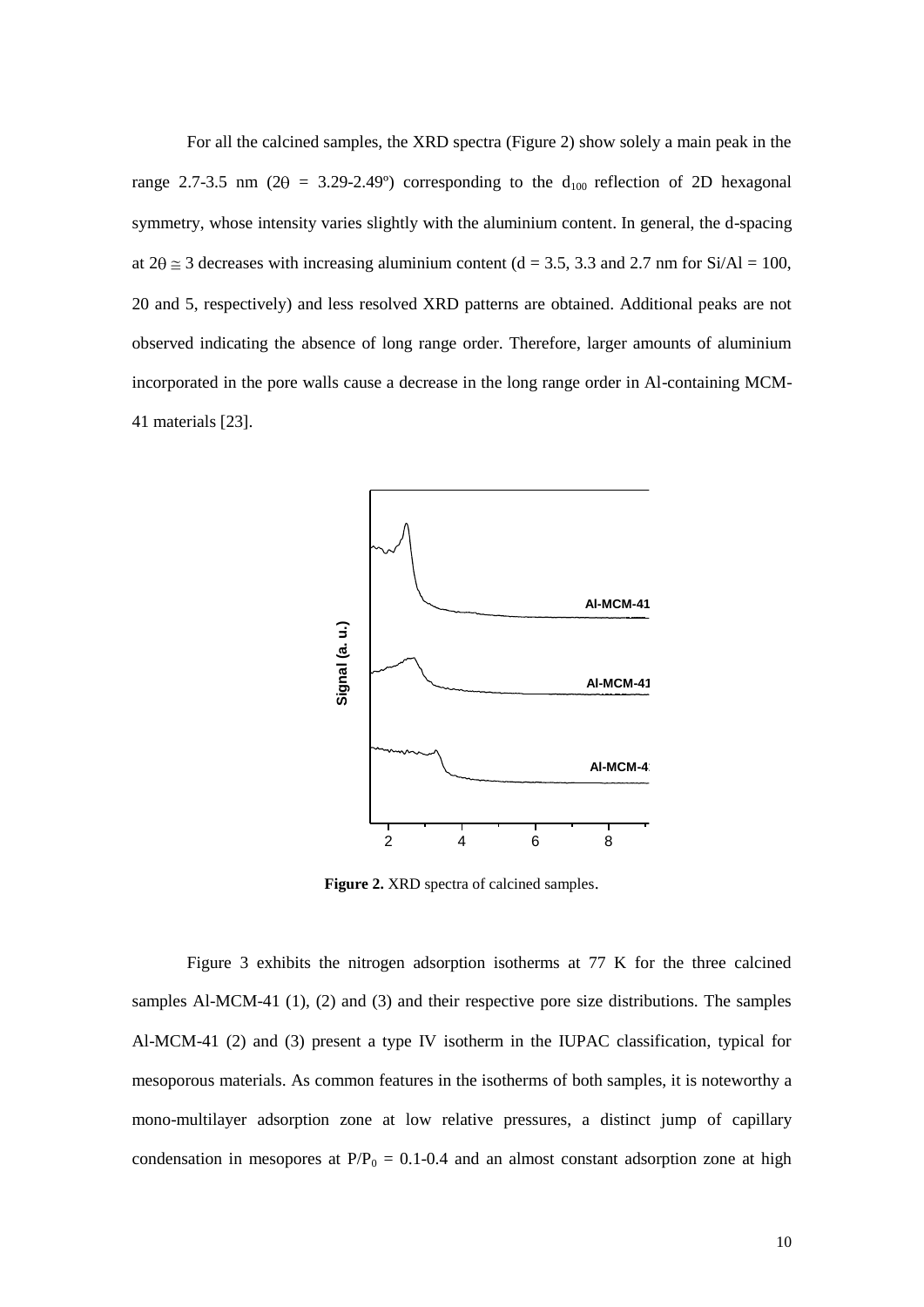For all the calcined samples, the XRD spectra (Figure 2) show solely a main peak in the range 2.7-3.5 nm ($2\theta$ = 3.29-2.49º) corresponding to the $d_{100}$ reflection of 2D hexagonal symmetry, whose intensity varies slightly with the aluminium content. In general, the d-spacing at $2\theta \cong 3$ decreases with increasing aluminium content (d = 3.5, 3.3 and 2.7 nm for Si/Al = 100, 20 and 5, respectively) and less resolved XRD patterns are obtained. Additional peaks are not observed indicating the absence of long range order. Therefore, larger amounts of aluminium incorporated in the pore walls cause a decrease in the long range order in Al-containing MCM-41 materials [23].

**Figure 2.** XRD spectra of calcined samples.

Figure 3 exhibits the nitrogen adsorption isotherms at 77 K for the three calcined samples Al-MCM-41 (1), (2) and (3) and their respective pore size distributions. The samples Al-MCM-41 (2) and (3) present a type IV isotherm in the IUPAC classification, typical for mesoporous materials. As common features in the isotherms of both samples, it is noteworthy a mono-multilayer adsorption zone at low relative pressures, a distinct jump of capillary condensation in mesopores at $P/P_0$ = 0.1-0.4 and an almost constant adsorption zone at high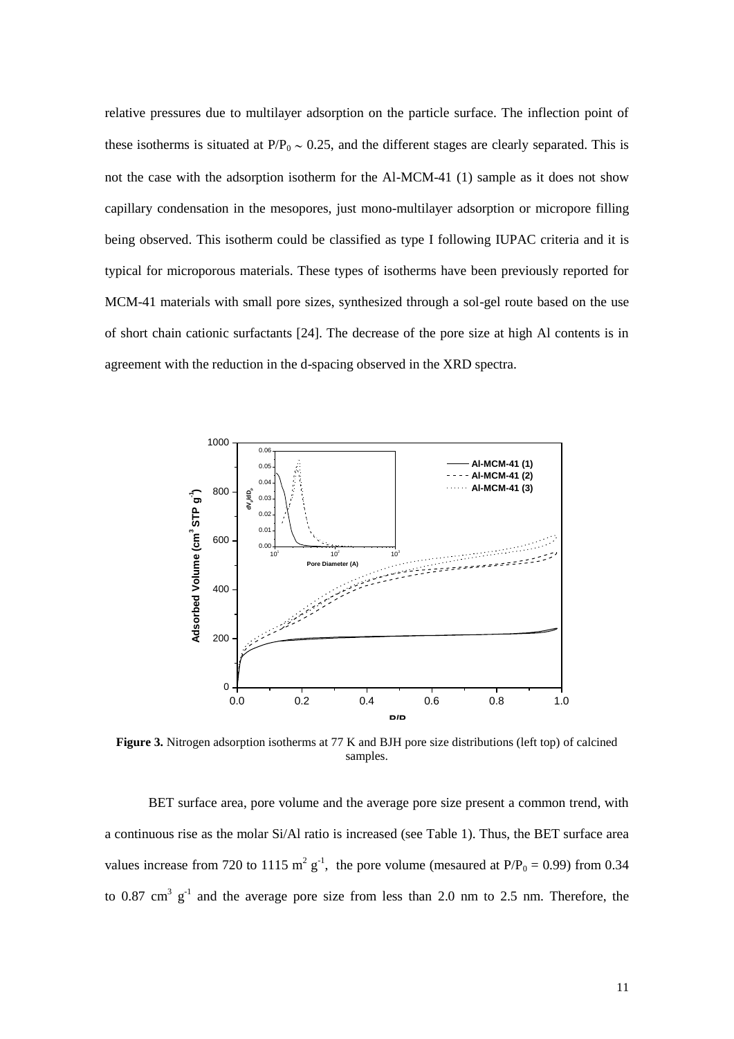relative pressures due to multilayer adsorption on the particle surface. The inflection point of these isotherms is situated at $P/P_0 \sim 0.25$, and the different stages are clearly separated. This is not the case with the adsorption isotherm for the Al-MCM-41 (1) sample as it does not show capillary condensation in the mesopores, just mono-multilayer adsorption or micropore filling being observed. This isotherm could be classified as type I following IUPAC criteria and it is typical for microporous materials. These types of isotherms have been previously reported for MCM-41 materials with small pore sizes, synthesized through a sol-gel route based on the use of short chain cationic surfactants [24]. The decrease of the pore size at high Al contents is in agreement with the reduction in the d-spacing observed in the XRD spectra.

**Figure 3.** Nitrogen adsorption isotherms at 77 K and BJH pore size distributions (left top) of calcined samples.

BET surface area, pore volume and the average pore size present a common trend, with a continuous rise as the molar Si/Al ratio is increased (see Table 1). Thus, the BET surface area values increase from 720 to 1115 $m^2\ g^{-1}$, the pore volume (mesaured at $P/P_0 = 0.99$) from 0.34 to 0.87 $cm^3\ g^{-1}$ and the average pore size from less than 2.0 nm to 2.5 nm. Therefore, the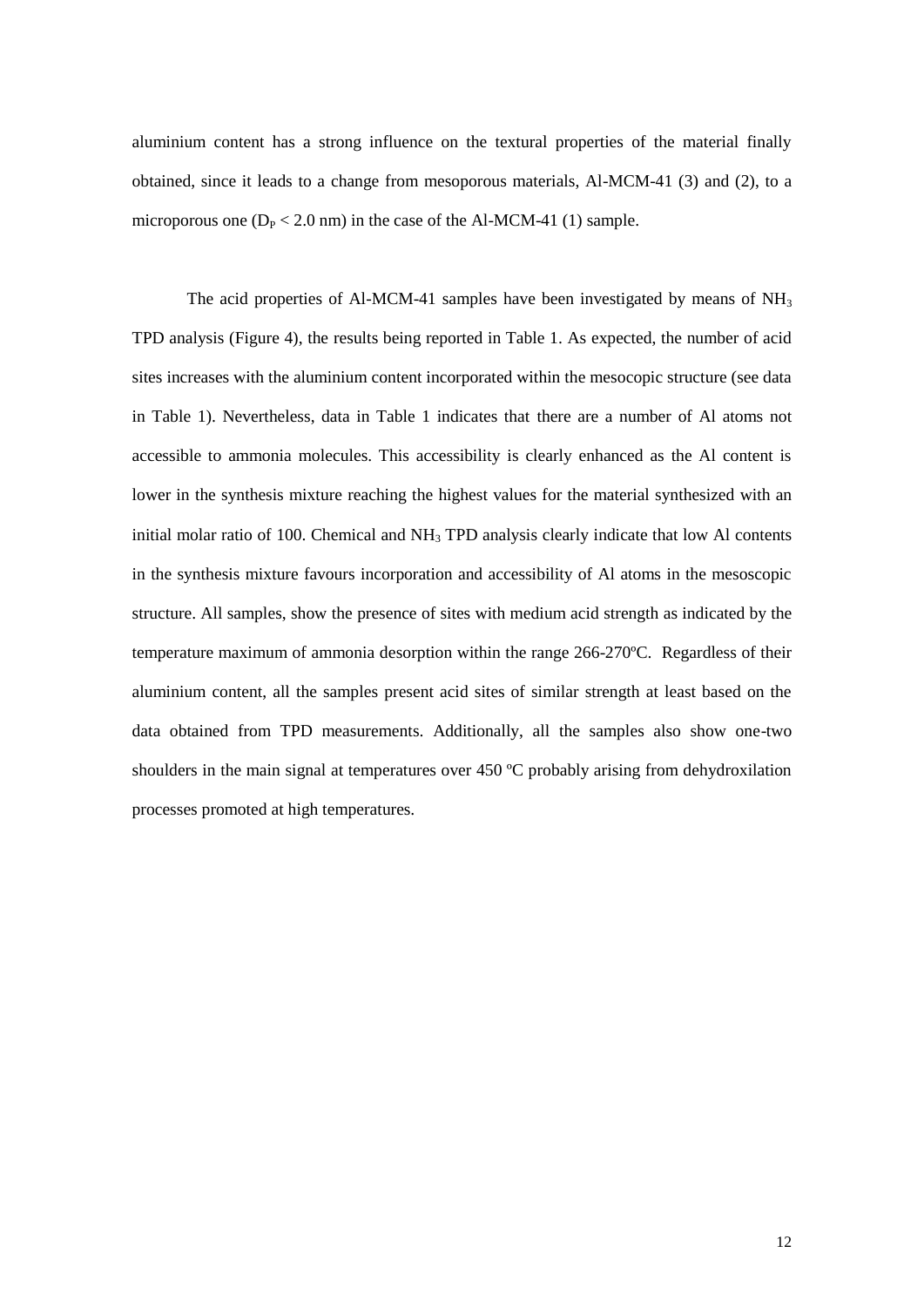aluminium content has a strong influence on the textural properties of the material finally obtained, since it leads to a change from mesoporous materials, Al-MCM-41 (3) and (2), to a microporous one ($D_P < 2.0$ nm) in the case of the Al-MCM-41 (1) sample.

The acid properties of Al-MCM-41 samples have been investigated by means of $NH_3$ TPD analysis (Figure 4), the results being reported in Table 1. As expected, the number of acid sites increases with the aluminium content incorporated within the mesocopic structure (see data in Table 1). Nevertheless, data in Table 1 indicates that there are a number of Al atoms not accessible to ammonia molecules. This accessibility is clearly enhanced as the Al content is lower in the synthesis mixture reaching the highest values for the material synthesized with an initial molar ratio of 100. Chemical and $NH_3$ TPD analysis clearly indicate that low Al contents in the synthesis mixture favours incorporation and accessibility of Al atoms in the mesoscopic structure. All samples, show the presence of sites with medium acid strength as indicated by the temperature maximum of ammonia desorption within the range 266-270ºC. Regardless of their aluminium content, all the samples present acid sites of similar strength at least based on the data obtained from TPD measurements. Additionally, all the samples also show one-two shoulders in the main signal at temperatures over 450 ºC probably arising from dehydroxilation processes promoted at high temperatures.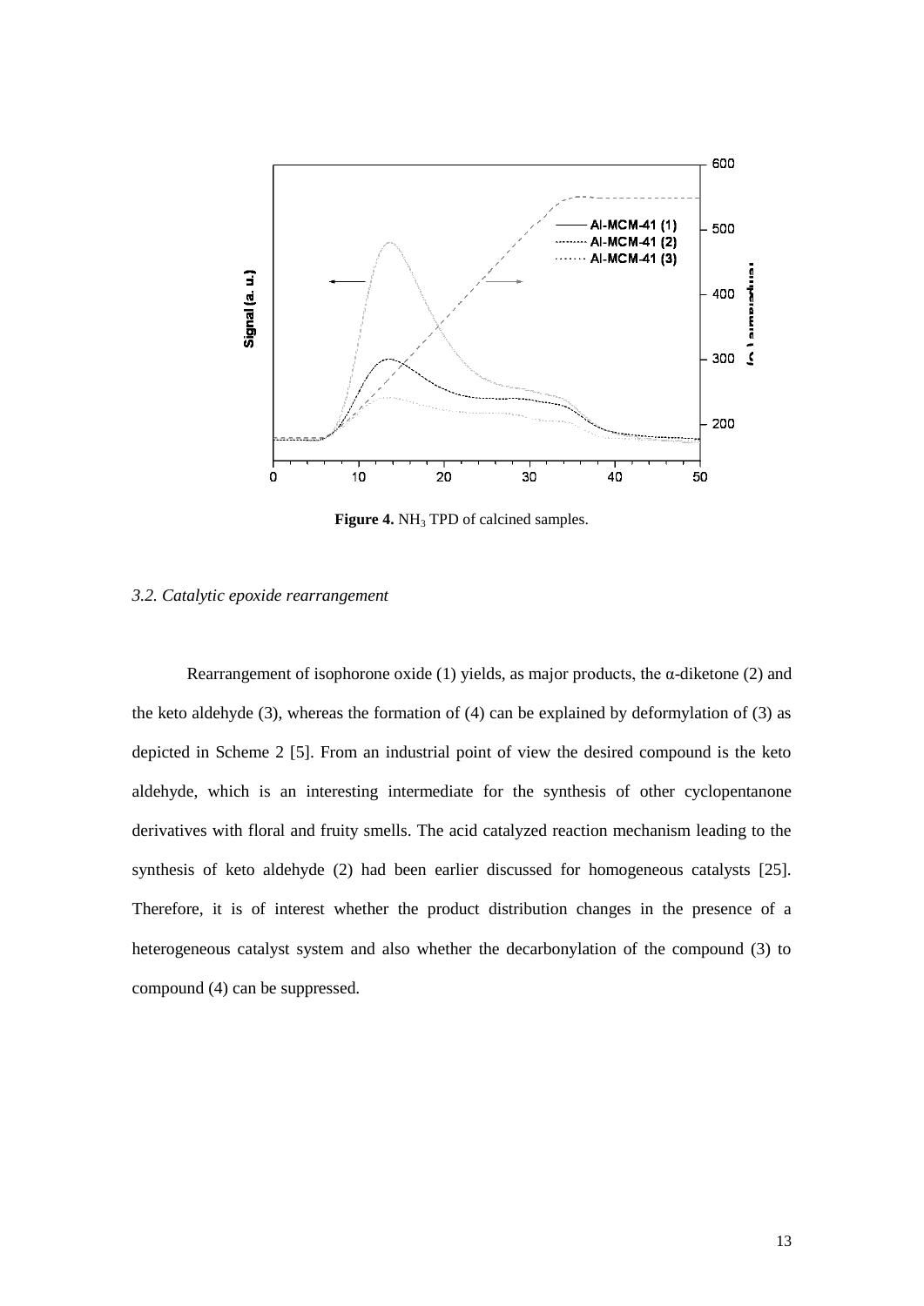**Figure 4.** $NH_3$ TPD of calcined samples.

*3.2. Catalytic epoxide rearrangement*

Rearrangement of isophorone oxide (1) yields, as major products, the α-diketone (2) and the keto aldehyde (3), whereas the formation of (4) can be explained by deformylation of (3) as depicted in Scheme 2 [5]. From an industrial point of view the desired compound is the keto aldehyde, which is an interesting intermediate for the synthesis of other cyclopentanone derivatives with floral and fruity smells. The acid catalyzed reaction mechanism leading to the synthesis of keto aldehyde (2) had been earlier discussed for homogeneous catalysts [25]. Therefore, it is of interest whether the product distribution changes in the presence of a heterogeneous catalyst system and also whether the decarbonylation of the compound (3) to compound (4) can be suppressed.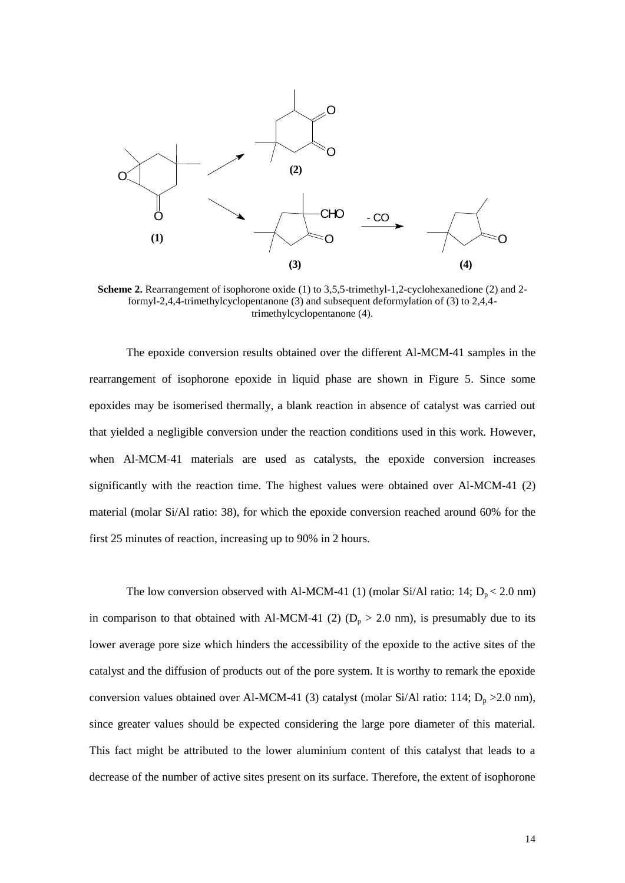**Scheme 2.** Rearrangement of isophorone oxide (1) to 3,5,5-trimethyl-1,2-cyclohexanedione (2) and 2-formyl-2,4,4-trimethylcyclopentanone (3) and subsequent deformylation of (3) to 2,4,4-trimethylcyclopentanone (4).

The epoxide conversion results obtained over the different Al-MCM-41 samples in the rearrangement of isophorone epoxide in liquid phase are shown in Figure 5. Since some epoxides may be isomerised thermally, a blank reaction in absence of catalyst was carried out that yielded a negligible conversion under the reaction conditions used in this work. However, when Al-MCM-41 materials are used as catalysts, the epoxide conversion increases significantly with the reaction time. The highest values were obtained over Al-MCM-41 (2) material (molar Si/Al ratio: 38), for which the epoxide conversion reached around 60% for the first 25 minutes of reaction, increasing up to 90% in 2 hours.

The low conversion observed with Al-MCM-41 (1) (molar Si/Al ratio: 14; $D_p < 2.0$ nm) in comparison to that obtained with Al-MCM-41 (2) ($D_p > 2.0$ nm), is presumably due to its lower average pore size which hinders the accessibility of the epoxide to the active sites of the catalyst and the diffusion of products out of the pore system. It is worthy to remark the epoxide conversion values obtained over Al-MCM-41 (3) catalyst (molar Si/Al ratio: 114; $D_p > 2.0$ nm), since greater values should be expected considering the large pore diameter of this material. This fact might be attributed to the lower aluminium content of this catalyst that leads to a decrease of the number of active sites present on its surface. Therefore, the extent of isophorone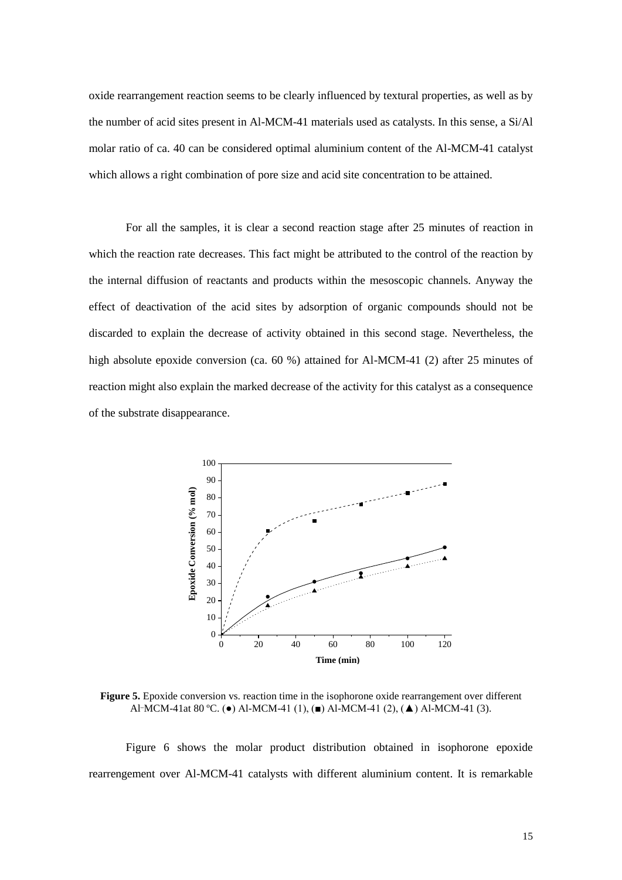oxide rearrangement reaction seems to be clearly influenced by textural properties, as well as by the number of acid sites present in Al-MCM-41 materials used as catalysts. In this sense, a Si/Al molar ratio of ca. 40 can be considered optimal aluminium content of the Al-MCM-41 catalyst which allows a right combination of pore size and acid site concentration to be attained.

For all the samples, it is clear a second reaction stage after 25 minutes of reaction in which the reaction rate decreases. This fact might be attributed to the control of the reaction by the internal diffusion of reactants and products within the mesoscopic channels. Anyway the effect of deactivation of the acid sites by adsorption of organic compounds should not be discarded to explain the decrease of activity obtained in this second stage. Nevertheless, the high absolute epoxide conversion (ca. 60 %) attained for Al-MCM-41 (2) after 25 minutes of reaction might also explain the marked decrease of the activity for this catalyst as a consequence of the substrate disappearance.

**Figure 5.** Epoxide conversion vs. reaction time in the isophorone oxide rearrangement over different Al-MCM-41at 80 ºC. (●) Al-MCM-41 (1), (■) Al-MCM-41 (2), (▲) Al-MCM-41 (3).

Figure 6 shows the molar product distribution obtained in isophorone epoxide rearrengement over Al-MCM-41 catalysts with different aluminium content. It is remarkable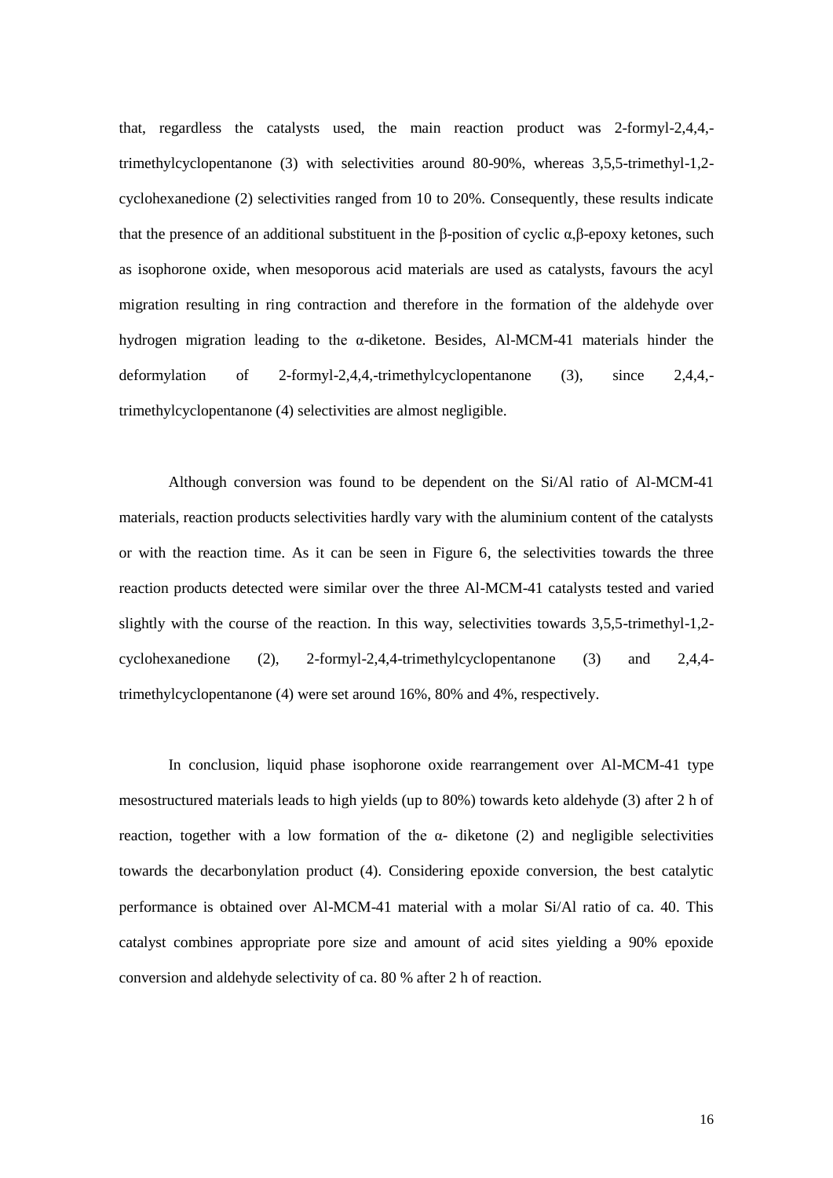that, regardless the catalysts used, the main reaction product was 2-formyl-2,4,4,-trimethylcyclopentanone (3) with selectivities around 80-90%, whereas 3,5,5-trimethyl-1,2-cyclohexanedione (2) selectivities ranged from 10 to 20%. Consequently, these results indicate that the presence of an additional substituent in the β-position of cyclic α,β-epoxy ketones, such as isophorone oxide, when mesoporous acid materials are used as catalysts, favours the acyl migration resulting in ring contraction and therefore in the formation of the aldehyde over hydrogen migration leading to the α-diketone. Besides, Al-MCM-41 materials hinder the deformylation of 2-formyl-2,4,4,-trimethylcyclopentanone (3), since 2,4,4,-trimethylcyclopentanone (4) selectivities are almost negligible.

Although conversion was found to be dependent on the Si/Al ratio of Al-MCM-41 materials, reaction products selectivities hardly vary with the aluminium content of the catalysts or with the reaction time. As it can be seen in Figure 6, the selectivities towards the three reaction products detected were similar over the three Al-MCM-41 catalysts tested and varied slightly with the course of the reaction. In this way, selectivities towards 3,5,5-trimethyl-1,2-cyclohexanedione (2), 2-formyl-2,4,4-trimethylcyclopentanone (3) and 2,4,4-trimethylcyclopentanone (4) were set around 16%, 80% and 4%, respectively.

In conclusion, liquid phase isophorone oxide rearrangement over Al-MCM-41 type mesostructured materials leads to high yields (up to 80%) towards keto aldehyde (3) after 2 h of reaction, together with a low formation of the α- diketone (2) and negligible selectivities towards the decarbonylation product (4). Considering epoxide conversion, the best catalytic performance is obtained over Al-MCM-41 material with a molar Si/Al ratio of ca. 40. This catalyst combines appropriate pore size and amount of acid sites yielding a 90% epoxide conversion and aldehyde selectivity of ca. 80 % after 2 h of reaction.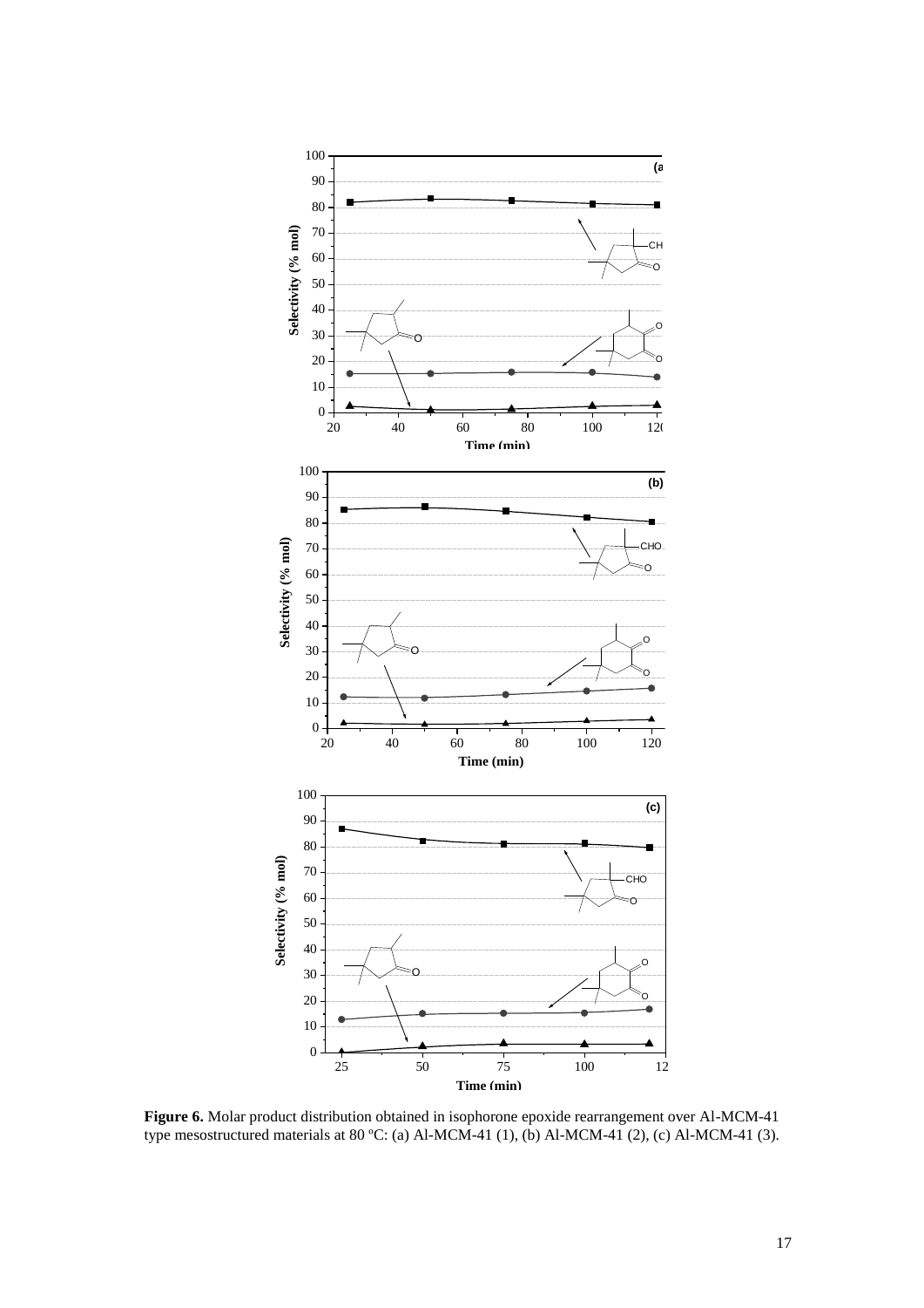**Figure 6.** Molar product distribution obtained in isophorone epoxide rearrangement over Al-MCM-41 type mesostructured materials at 80 ºC: (a) Al-MCM-41 (1), (b) Al-MCM-41 (2), (c) Al-MCM-41 (3).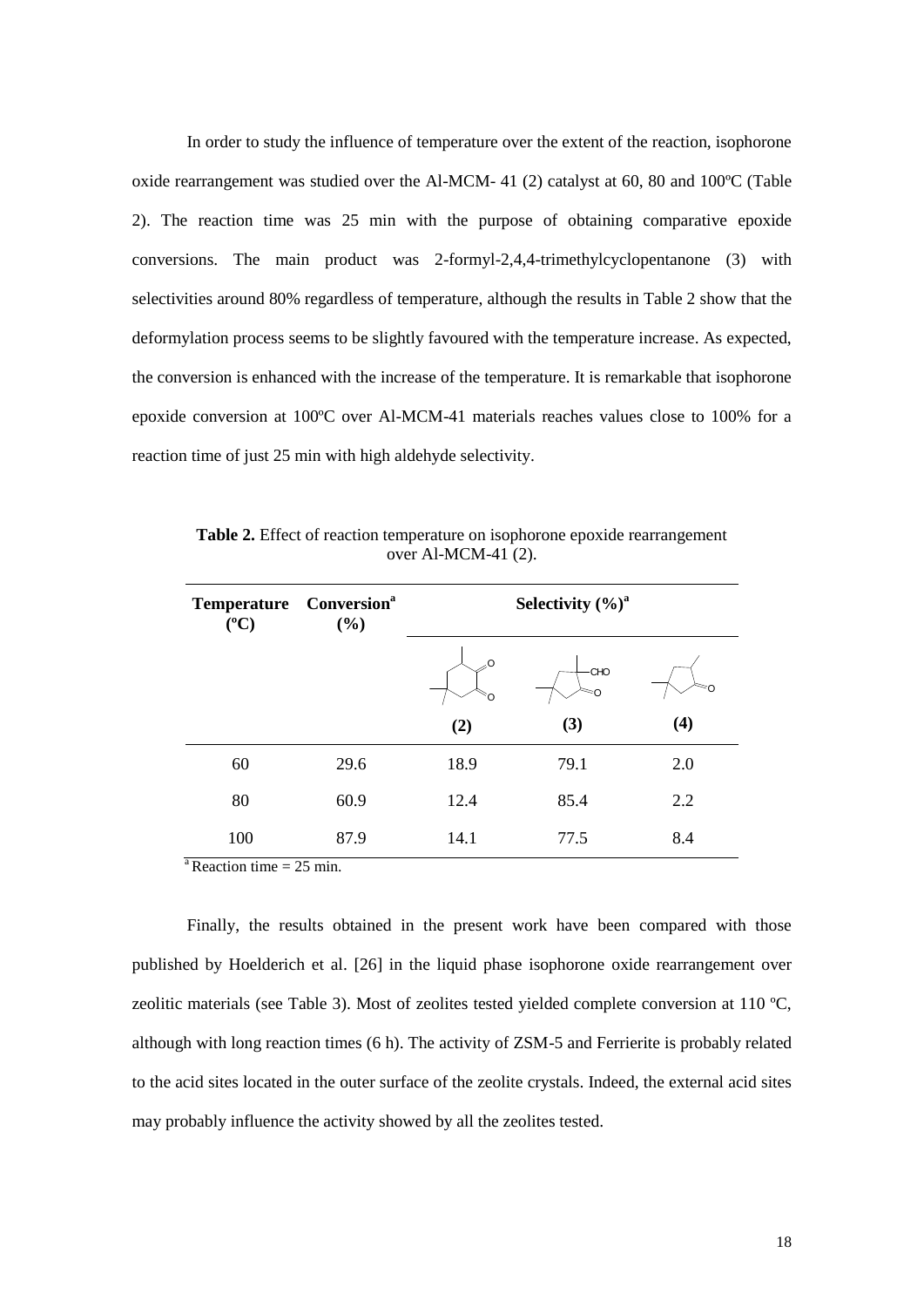In order to study the influence of temperature over the extent of the reaction, isophorone oxide rearrangement was studied over the Al-MCM- 41 (2) catalyst at 60, 80 and 100ºC (Table 2). The reaction time was 25 min with the purpose of obtaining comparative epoxide conversions. The main product was 2-formyl-2,4,4-trimethylcyclopentanone (3) with selectivities around 80% regardless of temperature, although the results in Table 2 show that the deformylation process seems to be slightly favoured with the temperature increase. As expected, the conversion is enhanced with the increase of the temperature. It is remarkable that isophorone epoxide conversion at 100ºC over Al-MCM-41 materials reaches values close to 100% for a reaction time of just 25 min with high aldehyde selectivity.

**Table 2.** Effect of reaction temperature on isophorone epoxide rearrangement over Al-MCM-41 (2).

| Temperature (ºC) | Conversion[a] (%) | Selectivity (%)[a] | | |
|---|---|---|---|---|
| | | (2) | (3) | (4) |
| 60 | 29.6 | 18.9 | 79.1 | 2.0 |
| 80 | 60.9 | 12.4 | 85.4 | 2.2 |
| 100 | 87.9 | 14.1 | 77.5 | 8.4 |

[a] Reaction time = 25 min.

Finally, the results obtained in the present work have been compared with those published by Hoelderich et al. [26] in the liquid phase isophorone oxide rearrangement over zeolitic materials (see Table 3). Most of zeolites tested yielded complete conversion at 110 ºC, although with long reaction times (6 h). The activity of ZSM-5 and Ferrierite is probably related to the acid sites located in the outer surface of the zeolite crystals. Indeed, the external acid sites may probably influence the activity showed by all the zeolites tested.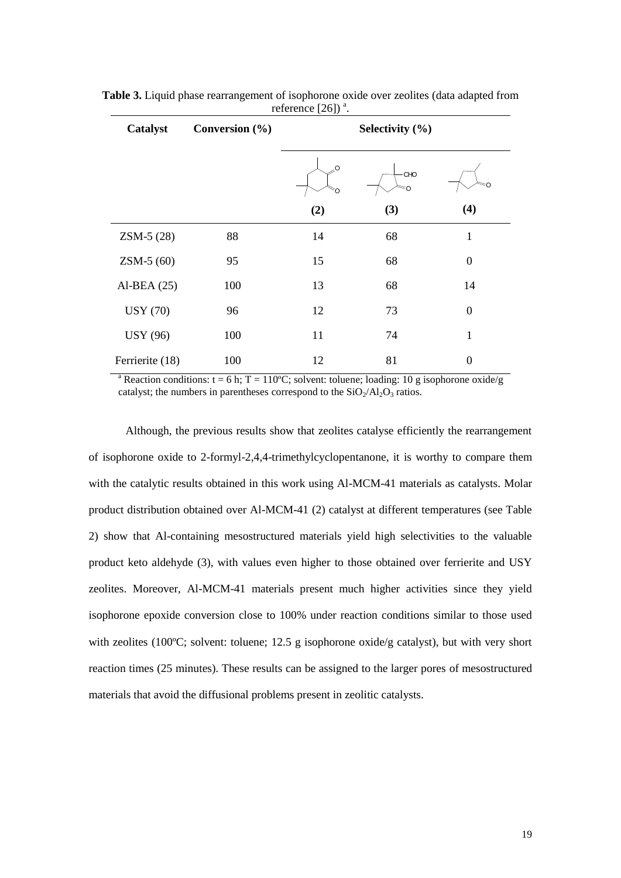**Table 3.** Liquid phase rearrangement of isophorone oxide over zeolites (data adapted from reference [26]) [a].

| Catalyst | Conversion (%) | Selectivity (%) | | |
|---|---|---|---|---|
| | | (2) | (3) | (4) |
| ZSM-5 (28) | 88 | 14 | 68 | 1 |
| ZSM-5 (60) | 95 | 15 | 68 | 0 |
| Al-BEA (25) | 100 | 13 | 68 | 14 |
| USY (70) | 96 | 12 | 73 | 0 |
| USY (96) | 100 | 11 | 74 | 1 |
| Ferrierite (18) | 100 | 12 | 81 | 0 |

[a] Reaction conditions: t = 6 h; T = 110ºC; solvent: toluene; loading: 10 g isophorone oxide/g catalyst; the numbers in parentheses correspond to the $SiO_2/Al_2O_3$ ratios.

Although, the previous results show that zeolites catalyse efficiently the rearrangement of isophorone oxide to 2-formyl-2,4,4-trimethylcyclopentanone, it is worthy to compare them with the catalytic results obtained in this work using Al-MCM-41 materials as catalysts. Molar product distribution obtained over Al-MCM-41 (2) catalyst at different temperatures (see Table 2) show that Al-containing mesostructured materials yield high selectivities to the valuable product keto aldehyde (3), with values even higher to those obtained over ferrierite and USY zeolites. Moreover, Al-MCM-41 materials present much higher activities since they yield isophorone epoxide conversion close to 100% under reaction conditions similar to those used with zeolites (100ºC; solvent: toluene; 12.5 g isophorone oxide/g catalyst), but with very short reaction times (25 minutes). These results can be assigned to the larger pores of mesostructured materials that avoid the diffusional problems present in zeolitic catalysts.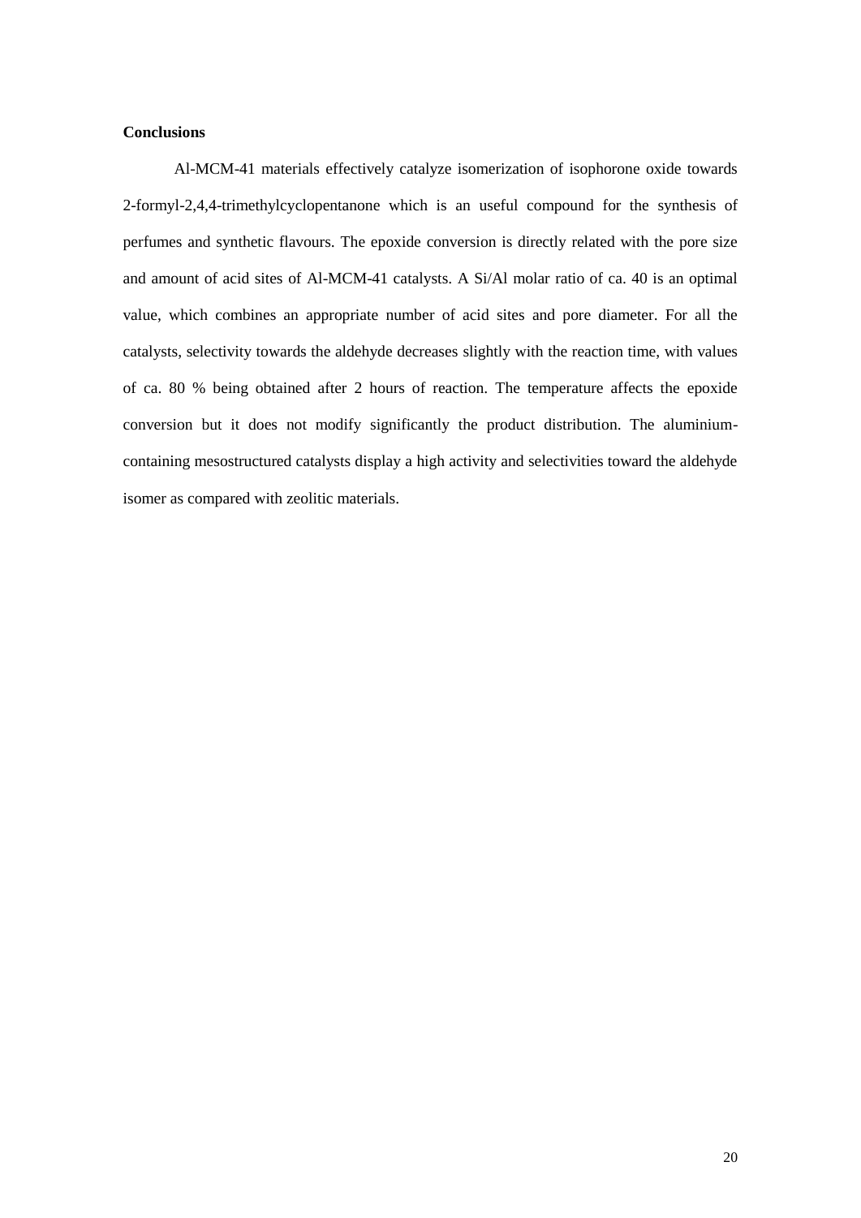**Conclusions**

Al-MCM-41 materials effectively catalyze isomerization of isophorone oxide towards 2-formyl-2,4,4-trimethylcyclopentanone which is an useful compound for the synthesis of perfumes and synthetic flavours. The epoxide conversion is directly related with the pore size and amount of acid sites of Al-MCM-41 catalysts. A Si/Al molar ratio of ca. 40 is an optimal value, which combines an appropriate number of acid sites and pore diameter. For all the catalysts, selectivity towards the aldehyde decreases slightly with the reaction time, with values of ca. 80 % being obtained after 2 hours of reaction. The temperature affects the epoxide conversion but it does not modify significantly the product distribution. The aluminium-containing mesostructured catalysts display a high activity and selectivities toward the aldehyde isomer as compared with zeolitic materials.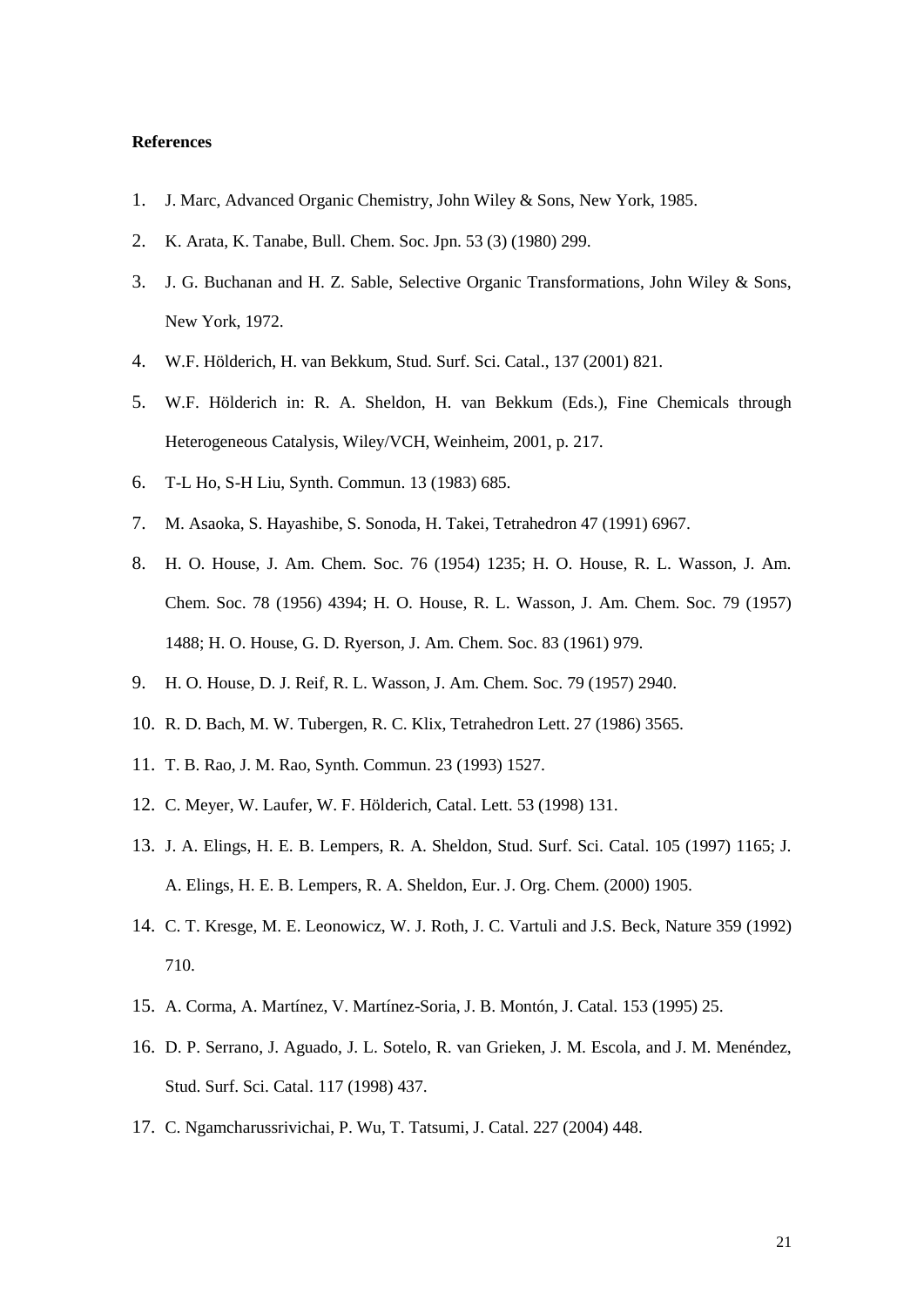**References**

1. J. Marc, Advanced Organic Chemistry, John Wiley & Sons, New York, 1985.
2. K. Arata, K. Tanabe, Bull. Chem. Soc. Jpn. 53 (3) (1980) 299.
3. J. G. Buchanan and H. Z. Sable, Selective Organic Transformations, John Wiley & Sons, New York, 1972.
4. W.F. Hölderich, H. van Bekkum, Stud. Surf. Sci. Catal., 137 (2001) 821.
5. W.F. Hölderich in: R. A. Sheldon, H. van Bekkum (Eds.), Fine Chemicals through Heterogeneous Catalysis, Wiley/VCH, Weinheim, 2001, p. 217.
6. T-L Ho, S-H Liu, Synth. Commun. 13 (1983) 685.
7. M. Asaoka, S. Hayashibe, S. Sonoda, H. Takei, Tetrahedron 47 (1991) 6967.
8. H. O. House, J. Am. Chem. Soc. 76 (1954) 1235; H. O. House, R. L. Wasson, J. Am. Chem. Soc. 78 (1956) 4394; H. O. House, R. L. Wasson, J. Am. Chem. Soc. 79 (1957) 1488; H. O. House, G. D. Ryerson, J. Am. Chem. Soc. 83 (1961) 979.
9. H. O. House, D. J. Reif, R. L. Wasson, J. Am. Chem. Soc. 79 (1957) 2940.
10. R. D. Bach, M. W. Tubergen, R. C. Klix, Tetrahedron Lett. 27 (1986) 3565.
11. T. B. Rao, J. M. Rao, Synth. Commun. 23 (1993) 1527.
12. C. Meyer, W. Laufer, W. F. Hölderich, Catal. Lett. 53 (1998) 131.
13. J. A. Elings, H. E. B. Lempers, R. A. Sheldon, Stud. Surf. Sci. Catal. 105 (1997) 1165; J. A. Elings, H. E. B. Lempers, R. A. Sheldon, Eur. J. Org. Chem. (2000) 1905.
14. C. T. Kresge, M. E. Leonowicz, W. J. Roth, J. C. Vartuli and J.S. Beck, Nature 359 (1992) 710.
15. A. Corma, A. Martínez, V. Martínez-Soria, J. B. Montón, J. Catal. 153 (1995) 25.
16. D. P. Serrano, J. Aguado, J. L. Sotelo, R. van Grieken, J. M. Escola, and J. M. Menéndez, Stud. Surf. Sci. Catal. 117 (1998) 437.
17. C. Ngamcharussrivichai, P. Wu, T. Tatsumi, J. Catal. 227 (2004) 448.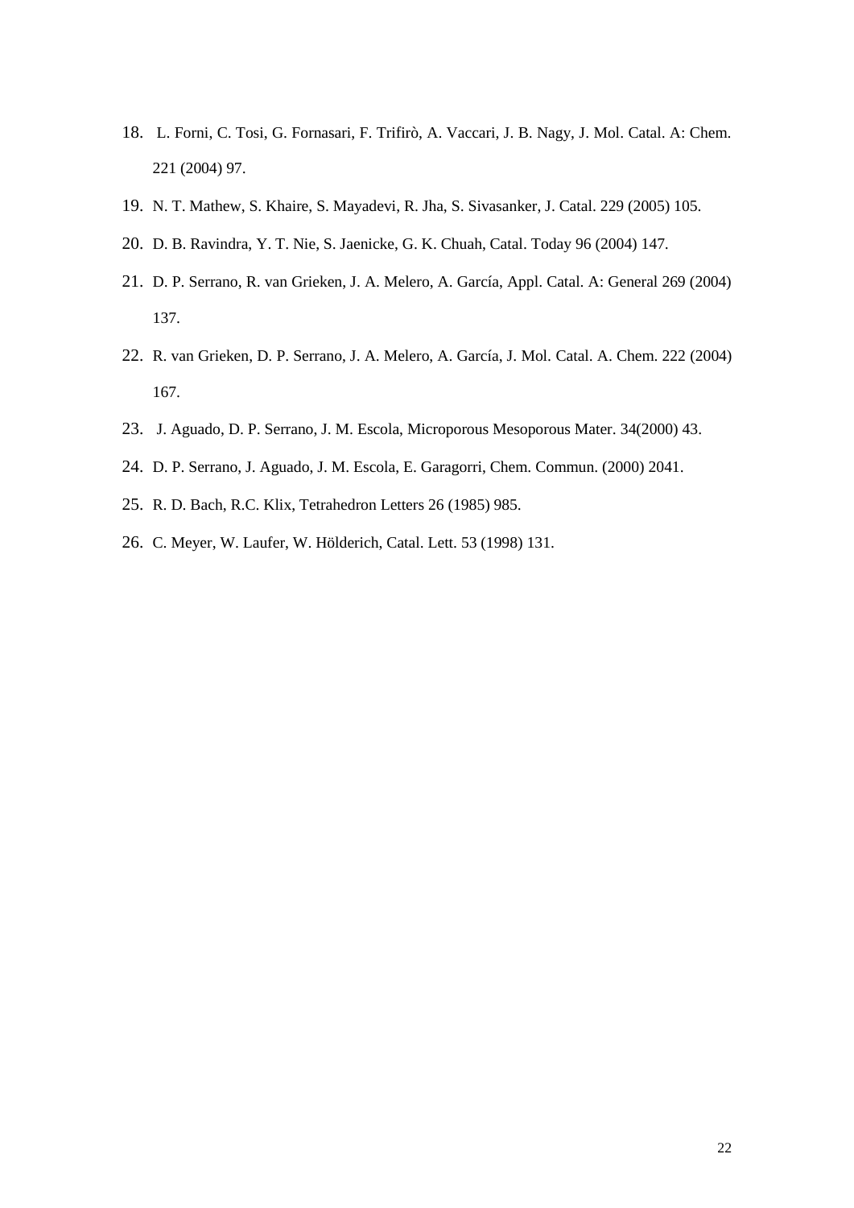18. L. Forni, C. Tosi, G. Fornasari, F. Trifirò, A. Vaccari, J. B. Nagy, J. Mol. Catal. A: Chem. 221 (2004) 97.
19. N. T. Mathew, S. Khaire, S. Mayadevi, R. Jha, S. Sivasanker, J. Catal. 229 (2005) 105.
20. D. B. Ravindra, Y. T. Nie, S. Jaenicke, G. K. Chuah, Catal. Today 96 (2004) 147.
21. D. P. Serrano, R. van Grieken, J. A. Melero, A. García, Appl. Catal. A: General 269 (2004) 137.
22. R. van Grieken, D. P. Serrano, J. A. Melero, A. García, J. Mol. Catal. A. Chem. 222 (2004) 167.
23. J. Aguado, D. P. Serrano, J. M. Escola, Microporous Mesoporous Mater. 34(2000) 43.
24. D. P. Serrano, J. Aguado, J. M. Escola, E. Garagorri, Chem. Commun. (2000) 2041.
25. R. D. Bach, R.C. Klix, Tetrahedron Letters 26 (1985) 985.
26. C. Meyer, W. Laufer, W. Hölderich, Catal. Lett. 53 (1998) 131.